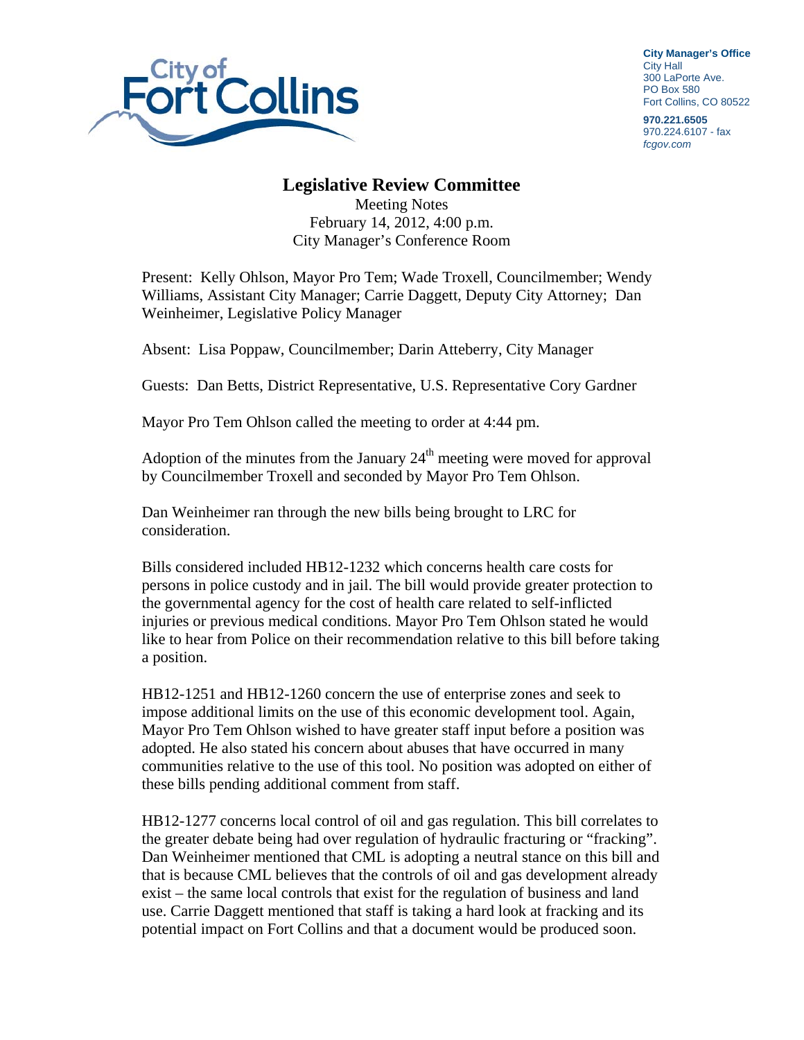City of Fort Collins

**City Manager's Office**
City Hall
300 LaPorte Ave.
PO Box 580
Fort Collins, CO 80522

**970.221.6505**
970.224.6107 - fax
*fcgov.com*

# Legislative Review Committee

Meeting Notes
February 14, 2012, 4:00 p.m.
City Manager's Conference Room

Present: Kelly Ohlson, Mayor Pro Tem; Wade Troxell, Councilmember; Wendy Williams, Assistant City Manager; Carrie Daggett, Deputy City Attorney; Dan Weinheimer, Legislative Policy Manager

Absent: Lisa Poppaw, Councilmember; Darin Atteberry, City Manager

Guests: Dan Betts, District Representative, U.S. Representative Cory Gardner

Mayor Pro Tem Ohlson called the meeting to order at 4:44 pm.

Adoption of the minutes from the January 24th meeting were moved for approval by Councilmember Troxell and seconded by Mayor Pro Tem Ohlson.

Dan Weinheimer ran through the new bills being brought to LRC for consideration.

Bills considered included HB12-1232 which concerns health care costs for persons in police custody and in jail. The bill would provide greater protection to the governmental agency for the cost of health care related to self-inflicted injuries or previous medical conditions. Mayor Pro Tem Ohlson stated he would like to hear from Police on their recommendation relative to this bill before taking a position.

HB12-1251 and HB12-1260 concern the use of enterprise zones and seek to impose additional limits on the use of this economic development tool. Again, Mayor Pro Tem Ohlson wished to have greater staff input before a position was adopted. He also stated his concern about abuses that have occurred in many communities relative to the use of this tool. No position was adopted on either of these bills pending additional comment from staff.

HB12-1277 concerns local control of oil and gas regulation. This bill correlates to the greater debate being had over regulation of hydraulic fracturing or "fracking". Dan Weinheimer mentioned that CML is adopting a neutral stance on this bill and that is because CML believes that the controls of oil and gas development already exist – the same local controls that exist for the regulation of business and land use. Carrie Daggett mentioned that staff is taking a hard look at fracking and its potential impact on Fort Collins and that a document would be produced soon.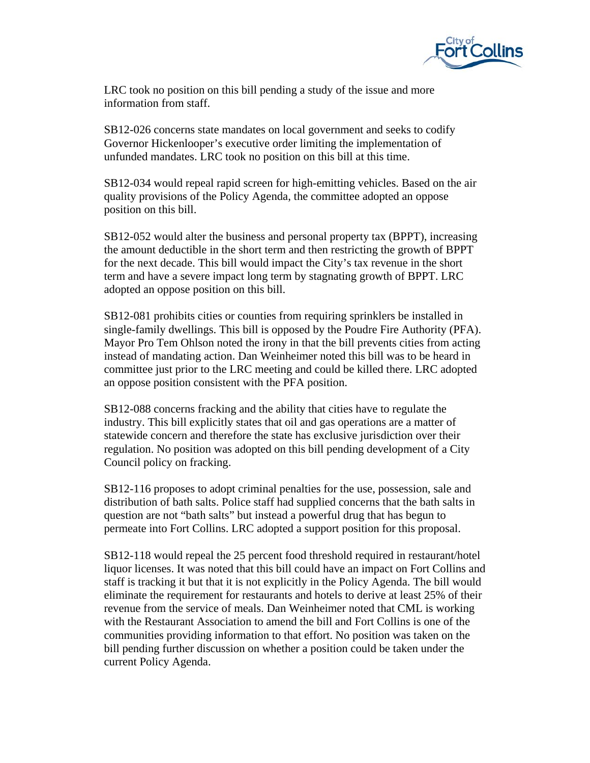LRC took no position on this bill pending a study of the issue and more information from staff.

SB12-026 concerns state mandates on local government and seeks to codify Governor Hickenlooper's executive order limiting the implementation of unfunded mandates. LRC took no position on this bill at this time.

SB12-034 would repeal rapid screen for high-emitting vehicles. Based on the air quality provisions of the Policy Agenda, the committee adopted an oppose position on this bill.

SB12-052 would alter the business and personal property tax (BPPT), increasing the amount deductible in the short term and then restricting the growth of BPPT for the next decade. This bill would impact the City's tax revenue in the short term and have a severe impact long term by stagnating growth of BPPT. LRC adopted an oppose position on this bill.

SB12-081 prohibits cities or counties from requiring sprinklers be installed in single-family dwellings. This bill is opposed by the Poudre Fire Authority (PFA). Mayor Pro Tem Ohlson noted the irony in that the bill prevents cities from acting instead of mandating action. Dan Weinheimer noted this bill was to be heard in committee just prior to the LRC meeting and could be killed there. LRC adopted an oppose position consistent with the PFA position.

SB12-088 concerns fracking and the ability that cities have to regulate the industry. This bill explicitly states that oil and gas operations are a matter of statewide concern and therefore the state has exclusive jurisdiction over their regulation. No position was adopted on this bill pending development of a City Council policy on fracking.

SB12-116 proposes to adopt criminal penalties for the use, possession, sale and distribution of bath salts. Police staff had supplied concerns that the bath salts in question are not "bath salts" but instead a powerful drug that has begun to permeate into Fort Collins. LRC adopted a support position for this proposal.

SB12-118 would repeal the 25 percent food threshold required in restaurant/hotel liquor licenses. It was noted that this bill could have an impact on Fort Collins and staff is tracking it but that it is not explicitly in the Policy Agenda. The bill would eliminate the requirement for restaurants and hotels to derive at least 25% of their revenue from the service of meals. Dan Weinheimer noted that CML is working with the Restaurant Association to amend the bill and Fort Collins is one of the communities providing information to that effort. No position was taken on the bill pending further discussion on whether a position could be taken under the current Policy Agenda.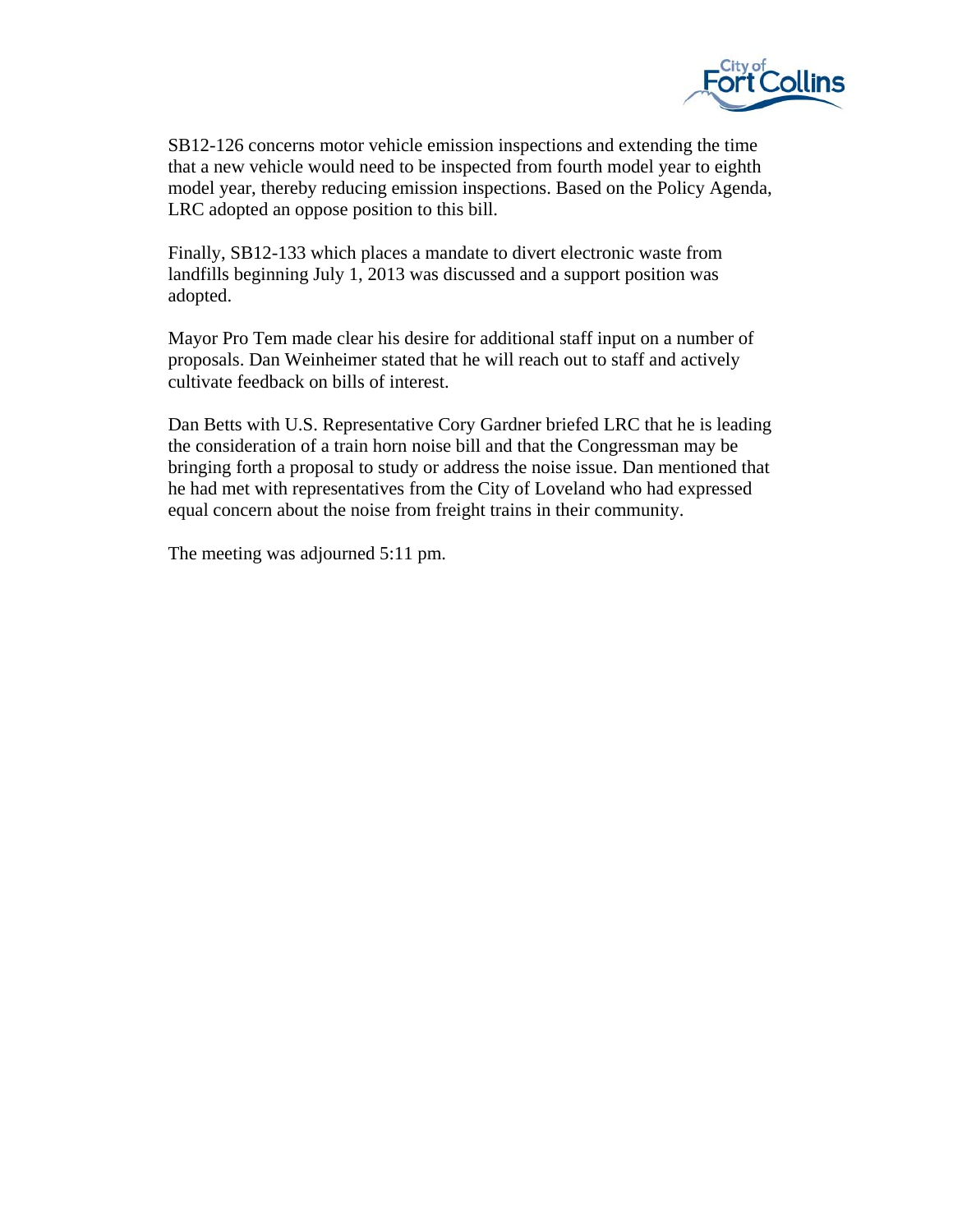SB12-126 concerns motor vehicle emission inspections and extending the time that a new vehicle would need to be inspected from fourth model year to eighth model year, thereby reducing emission inspections. Based on the Policy Agenda, LRC adopted an oppose position to this bill.

Finally, SB12-133 which places a mandate to divert electronic waste from landfills beginning July 1, 2013 was discussed and a support position was adopted.

Mayor Pro Tem made clear his desire for additional staff input on a number of proposals. Dan Weinheimer stated that he will reach out to staff and actively cultivate feedback on bills of interest.

Dan Betts with U.S. Representative Cory Gardner briefed LRC that he is leading the consideration of a train horn noise bill and that the Congressman may be bringing forth a proposal to study or address the noise issue. Dan mentioned that he had met with representatives from the City of Loveland who had expressed equal concern about the noise from freight trains in their community.

The meeting was adjourned 5:11 pm.